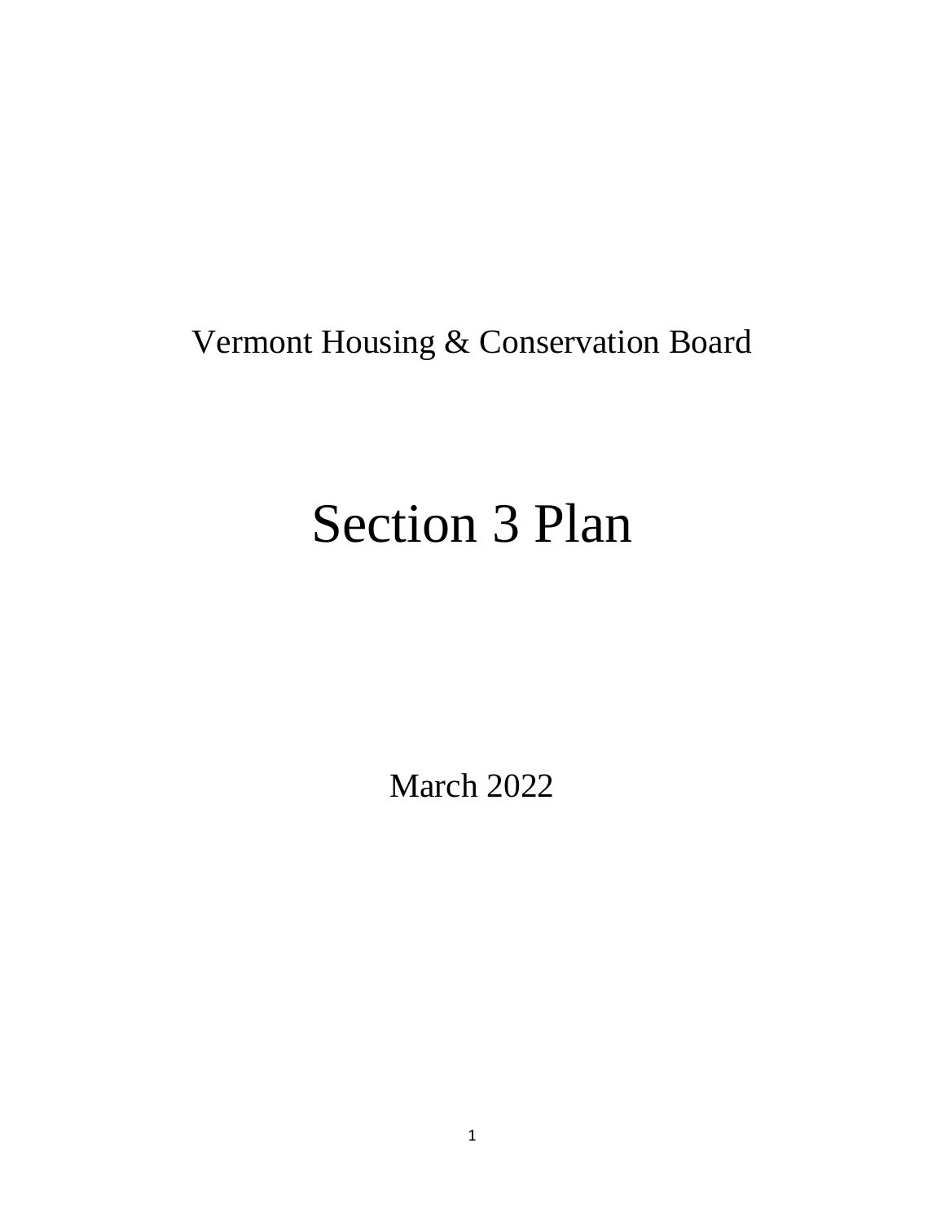Vermont Housing & Conservation Board

# Section 3 Plan

March 2022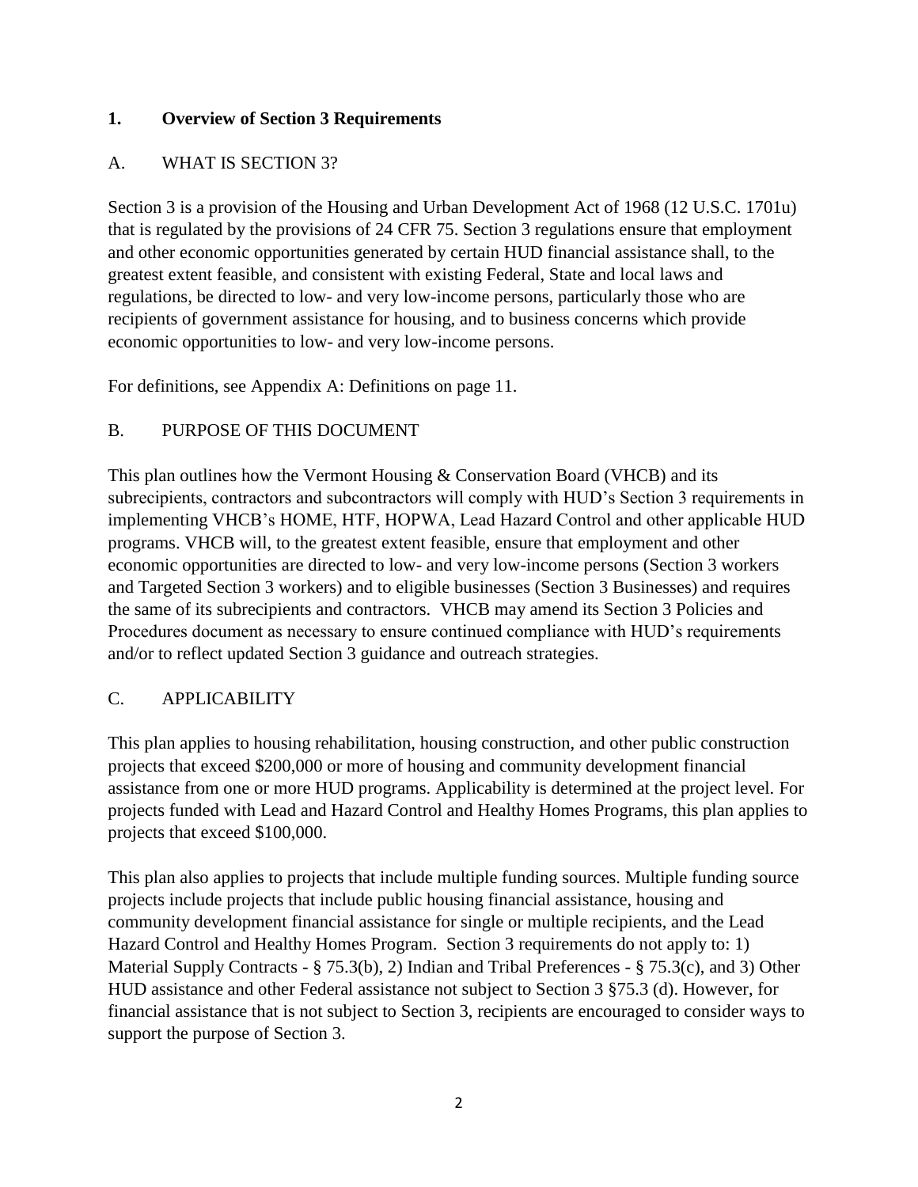## 1. Overview of Section 3 Requirements

### A. WHAT IS SECTION 3?

Section 3 is a provision of the Housing and Urban Development Act of 1968 (12 U.S.C. 1701u) that is regulated by the provisions of 24 CFR 75. Section 3 regulations ensure that employment and other economic opportunities generated by certain HUD financial assistance shall, to the greatest extent feasible, and consistent with existing Federal, State and local laws and regulations, be directed to low- and very low-income persons, particularly those who are recipients of government assistance for housing, and to business concerns which provide economic opportunities to low- and very low-income persons.

For definitions, see Appendix A: Definitions on page 11.

### B. PURPOSE OF THIS DOCUMENT

This plan outlines how the Vermont Housing & Conservation Board (VHCB) and its subrecipients, contractors and subcontractors will comply with HUD's Section 3 requirements in implementing VHCB's HOME, HTF, HOPWA, Lead Hazard Control and other applicable HUD programs. VHCB will, to the greatest extent feasible, ensure that employment and other economic opportunities are directed to low- and very low-income persons (Section 3 workers and Targeted Section 3 workers) and to eligible businesses (Section 3 Businesses) and requires the same of its subrecipients and contractors. VHCB may amend its Section 3 Policies and Procedures document as necessary to ensure continued compliance with HUD's requirements and/or to reflect updated Section 3 guidance and outreach strategies.

### C. APPLICABILITY

This plan applies to housing rehabilitation, housing construction, and other public construction projects that exceed $200,000 or more of housing and community development financial assistance from one or more HUD programs. Applicability is determined at the project level. For projects funded with Lead and Hazard Control and Healthy Homes Programs, this plan applies to projects that exceed $100,000.

This plan also applies to projects that include multiple funding sources. Multiple funding source projects include projects that include public housing financial assistance, housing and community development financial assistance for single or multiple recipients, and the Lead Hazard Control and Healthy Homes Program. Section 3 requirements do not apply to: 1) Material Supply Contracts - § 75.3(b), 2) Indian and Tribal Preferences - § 75.3(c), and 3) Other HUD assistance and other Federal assistance not subject to Section 3 §75.3 (d). However, for financial assistance that is not subject to Section 3, recipients are encouraged to consider ways to support the purpose of Section 3.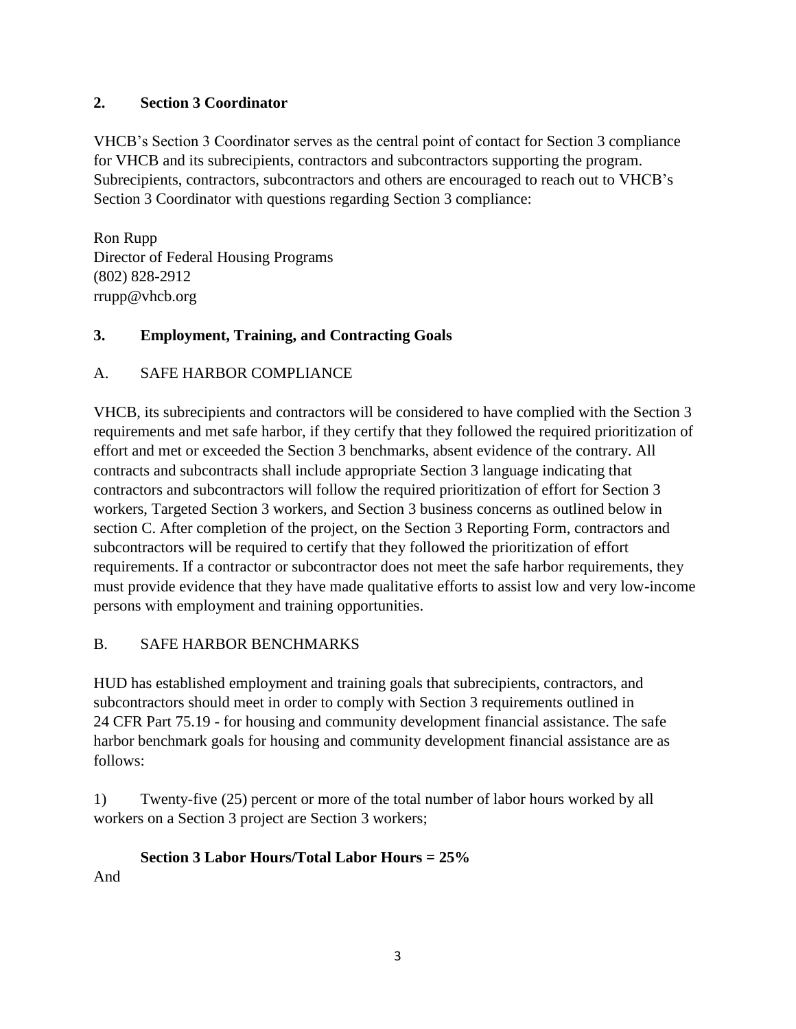## 2. Section 3 Coordinator

VHCB's Section 3 Coordinator serves as the central point of contact for Section 3 compliance for VHCB and its subrecipients, contractors and subcontractors supporting the program. Subrecipients, contractors, subcontractors and others are encouraged to reach out to VHCB's Section 3 Coordinator with questions regarding Section 3 compliance:

Ron Rupp
Director of Federal Housing Programs
(802) 828-2912
rrupp@vhcb.org

## 3. Employment, Training, and Contracting Goals

### A. SAFE HARBOR COMPLIANCE

VHCB, its subrecipients and contractors will be considered to have complied with the Section 3 requirements and met safe harbor, if they certify that they followed the required prioritization of effort and met or exceeded the Section 3 benchmarks, absent evidence of the contrary. All contracts and subcontracts shall include appropriate Section 3 language indicating that contractors and subcontractors will follow the required prioritization of effort for Section 3 workers, Targeted Section 3 workers, and Section 3 business concerns as outlined below in section C. After completion of the project, on the Section 3 Reporting Form, contractors and subcontractors will be required to certify that they followed the prioritization of effort requirements. If a contractor or subcontractor does not meet the safe harbor requirements, they must provide evidence that they have made qualitative efforts to assist low and very low-income persons with employment and training opportunities.

### B. SAFE HARBOR BENCHMARKS

HUD has established employment and training goals that subrecipients, contractors, and subcontractors should meet in order to comply with Section 3 requirements outlined in 24 CFR Part 75.19 - for housing and community development financial assistance. The safe harbor benchmark goals for housing and community development financial assistance are as follows:

1) Twenty-five (25) percent or more of the total number of labor hours worked by all workers on a Section 3 project are Section 3 workers;

**Section 3 Labor Hours/Total Labor Hours = 25%**

And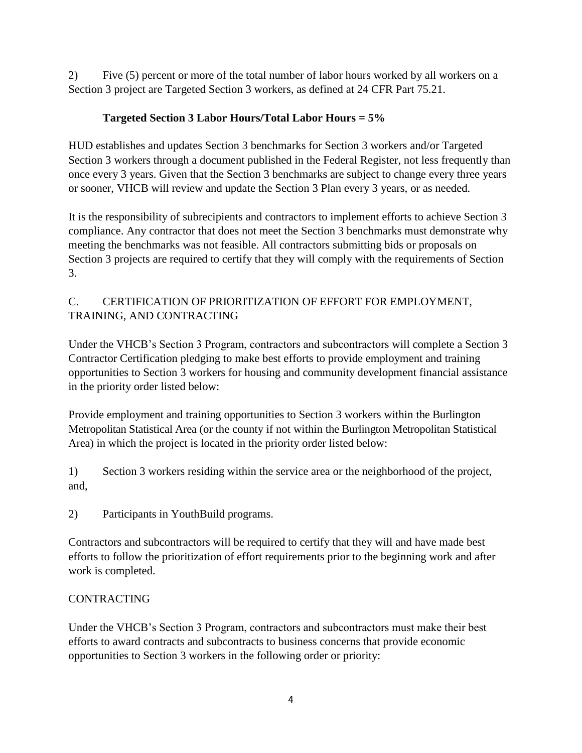2) Five (5) percent or more of the total number of labor hours worked by all workers on a Section 3 project are Targeted Section 3 workers, as defined at 24 CFR Part 75.21.

**Targeted Section 3 Labor Hours/Total Labor Hours = 5%**

HUD establishes and updates Section 3 benchmarks for Section 3 workers and/or Targeted Section 3 workers through a document published in the Federal Register, not less frequently than once every 3 years. Given that the Section 3 benchmarks are subject to change every three years or sooner, VHCB will review and update the Section 3 Plan every 3 years, or as needed.

It is the responsibility of subrecipients and contractors to implement efforts to achieve Section 3 compliance. Any contractor that does not meet the Section 3 benchmarks must demonstrate why meeting the benchmarks was not feasible. All contractors submitting bids or proposals on Section 3 projects are required to certify that they will comply with the requirements of Section 3.

## C. CERTIFICATION OF PRIORITIZATION OF EFFORT FOR EMPLOYMENT, TRAINING, AND CONTRACTING

Under the VHCB's Section 3 Program, contractors and subcontractors will complete a Section 3 Contractor Certification pledging to make best efforts to provide employment and training opportunities to Section 3 workers for housing and community development financial assistance in the priority order listed below:

Provide employment and training opportunities to Section 3 workers within the Burlington Metropolitan Statistical Area (or the county if not within the Burlington Metropolitan Statistical Area) in which the project is located in the priority order listed below:

1) Section 3 workers residing within the service area or the neighborhood of the project, and,

2) Participants in YouthBuild programs.

Contractors and subcontractors will be required to certify that they will and have made best efforts to follow the prioritization of effort requirements prior to the beginning work and after work is completed.

## CONTRACTING

Under the VHCB's Section 3 Program, contractors and subcontractors must make their best efforts to award contracts and subcontracts to business concerns that provide economic opportunities to Section 3 workers in the following order or priority: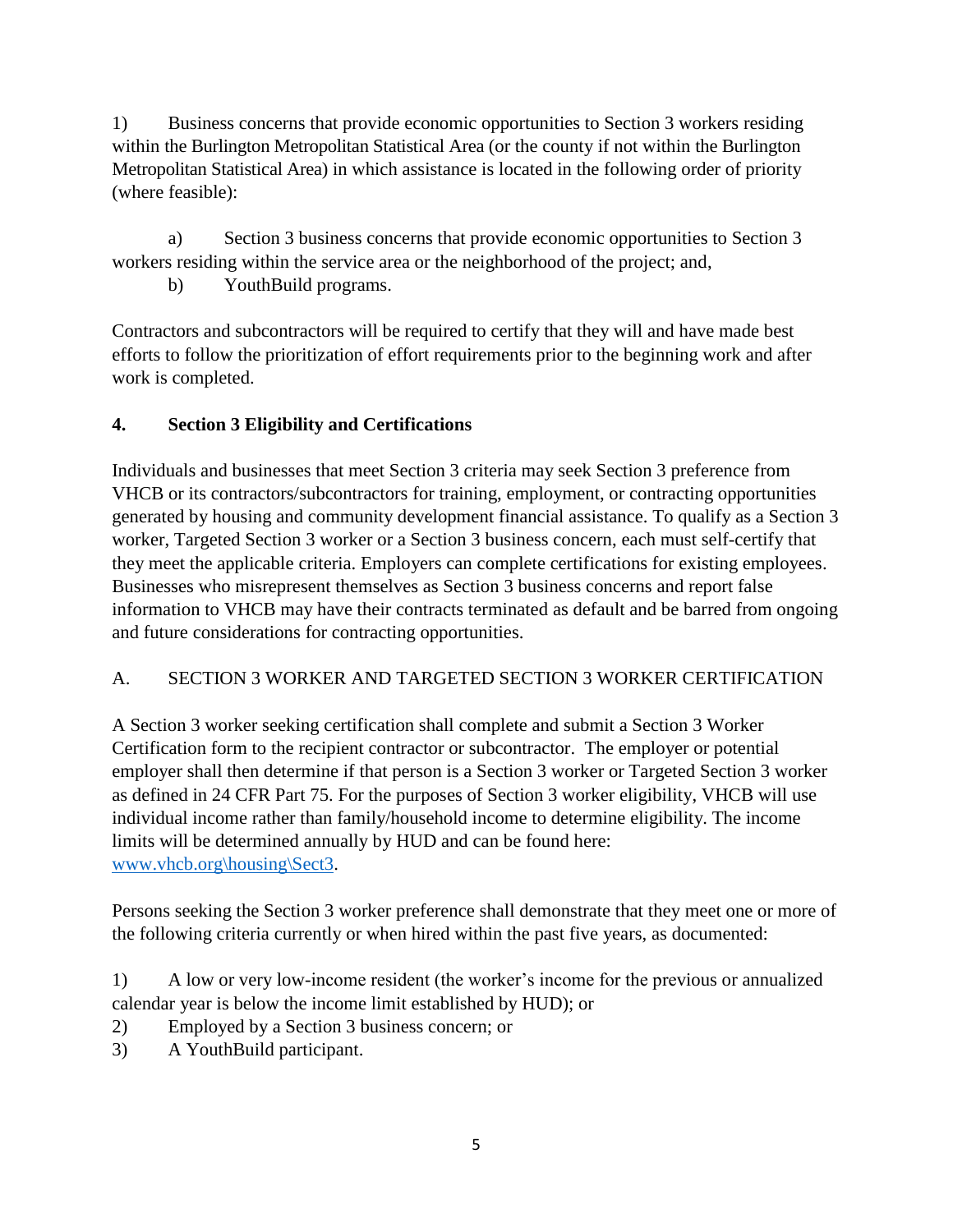1) Business concerns that provide economic opportunities to Section 3 workers residing within the Burlington Metropolitan Statistical Area (or the county if not within the Burlington Metropolitan Statistical Area) in which assistance is located in the following order of priority (where feasible):

   a) Section 3 business concerns that provide economic opportunities to Section 3 workers residing within the service area or the neighborhood of the project; and,

   b) YouthBuild programs.

Contractors and subcontractors will be required to certify that they will and have made best efforts to follow the prioritization of effort requirements prior to the beginning work and after work is completed.

## 4. Section 3 Eligibility and Certifications

Individuals and businesses that meet Section 3 criteria may seek Section 3 preference from VHCB or its contractors/subcontractors for training, employment, or contracting opportunities generated by housing and community development financial assistance. To qualify as a Section 3 worker, Targeted Section 3 worker or a Section 3 business concern, each must self-certify that they meet the applicable criteria. Employers can complete certifications for existing employees. Businesses who misrepresent themselves as Section 3 business concerns and report false information to VHCB may have their contracts terminated as default and be barred from ongoing and future considerations for contracting opportunities.

### A. SECTION 3 WORKER AND TARGETED SECTION 3 WORKER CERTIFICATION

A Section 3 worker seeking certification shall complete and submit a Section 3 Worker Certification form to the recipient contractor or subcontractor. The employer or potential employer shall then determine if that person is a Section 3 worker or Targeted Section 3 worker as defined in 24 CFR Part 75. For the purposes of Section 3 worker eligibility, VHCB will use individual income rather than family/household income to determine eligibility. The income limits will be determined annually by HUD and can be found here: [www.vhcb.org\housing\Sect3](www.vhcb.org\housing\Sect3).

Persons seeking the Section 3 worker preference shall demonstrate that they meet one or more of the following criteria currently or when hired within the past five years, as documented:

1) A low or very low-income resident (the worker's income for the previous or annualized calendar year is below the income limit established by HUD); or
2) Employed by a Section 3 business concern; or
3) A YouthBuild participant.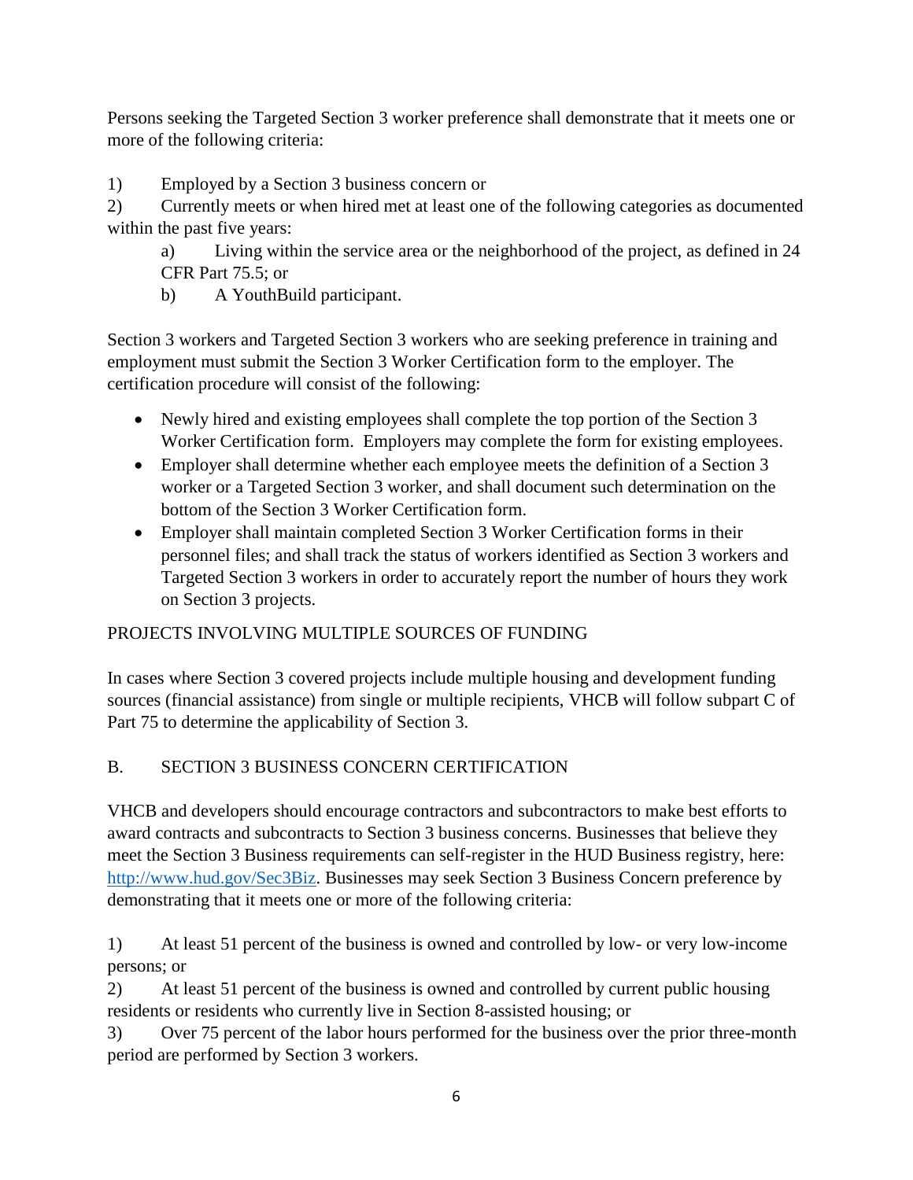Persons seeking the Targeted Section 3 worker preference shall demonstrate that it meets one or more of the following criteria:

1) Employed by a Section 3 business concern or
2) Currently meets or when hired met at least one of the following categories as documented within the past five years:
   a) Living within the service area or the neighborhood of the project, as defined in 24 CFR Part 75.5; or
   b) A YouthBuild participant.

Section 3 workers and Targeted Section 3 workers who are seeking preference in training and employment must submit the Section 3 Worker Certification form to the employer. The certification procedure will consist of the following:

- Newly hired and existing employees shall complete the top portion of the Section 3 Worker Certification form. Employers may complete the form for existing employees.
- Employer shall determine whether each employee meets the definition of a Section 3 worker or a Targeted Section 3 worker, and shall document such determination on the bottom of the Section 3 Worker Certification form.
- Employer shall maintain completed Section 3 Worker Certification forms in their personnel files; and shall track the status of workers identified as Section 3 workers and Targeted Section 3 workers in order to accurately report the number of hours they work on Section 3 projects.

PROJECTS INVOLVING MULTIPLE SOURCES OF FUNDING

In cases where Section 3 covered projects include multiple housing and development funding sources (financial assistance) from single or multiple recipients, VHCB will follow subpart C of Part 75 to determine the applicability of Section 3.

B. SECTION 3 BUSINESS CONCERN CERTIFICATION

VHCB and developers should encourage contractors and subcontractors to make best efforts to award contracts and subcontracts to Section 3 business concerns. Businesses that believe they meet the Section 3 Business requirements can self-register in the HUD Business registry, here: [http://www.hud.gov/Sec3Biz](http://www.hud.gov/Sec3Biz). Businesses may seek Section 3 Business Concern preference by demonstrating that it meets one or more of the following criteria:

1) At least 51 percent of the business is owned and controlled by low- or very low-income persons; or
2) At least 51 percent of the business is owned and controlled by current public housing residents or residents who currently live in Section 8-assisted housing; or
3) Over 75 percent of the labor hours performed for the business over the prior three-month period are performed by Section 3 workers.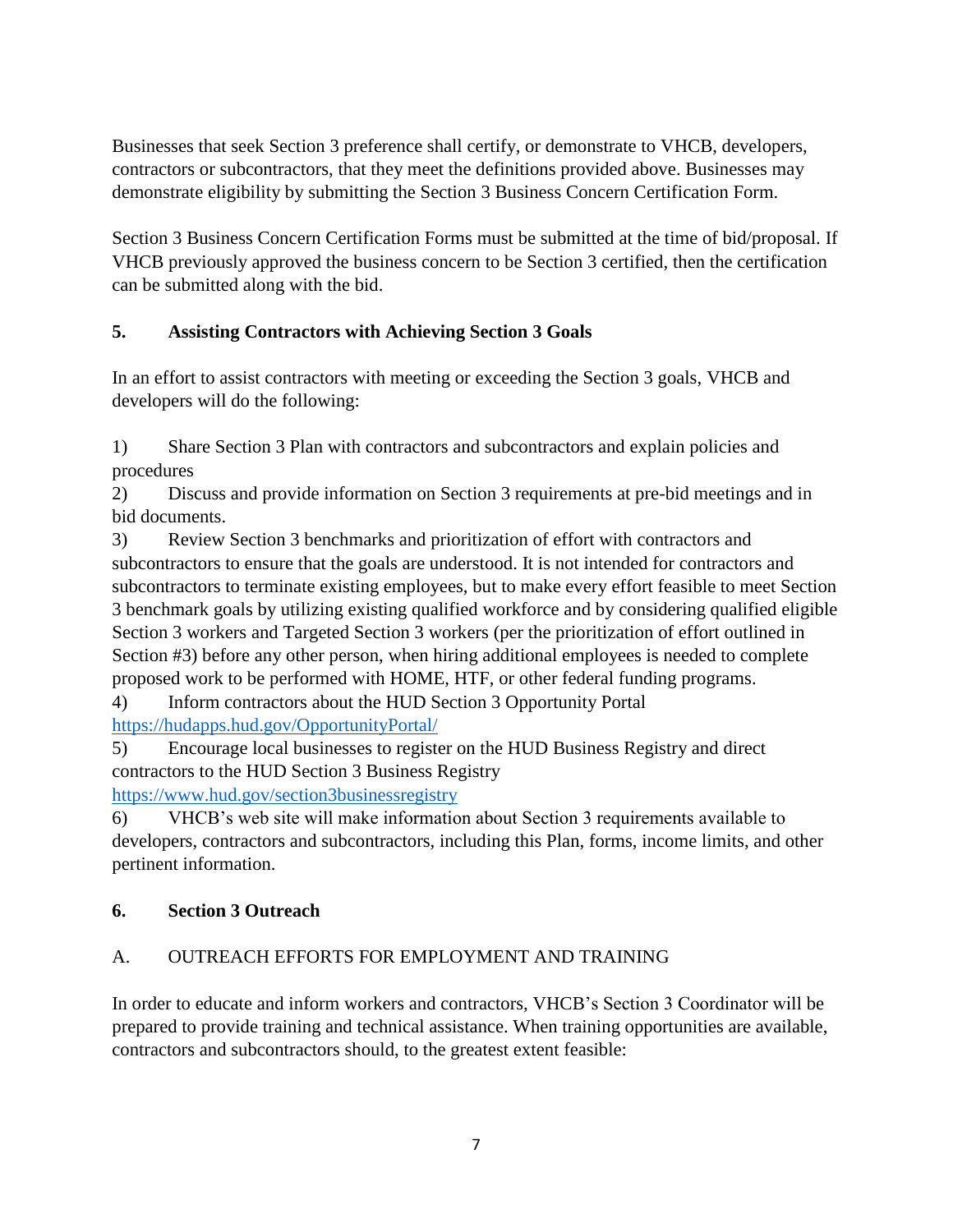Businesses that seek Section 3 preference shall certify, or demonstrate to VHCB, developers, contractors or subcontractors, that they meet the definitions provided above. Businesses may demonstrate eligibility by submitting the Section 3 Business Concern Certification Form.

Section 3 Business Concern Certification Forms must be submitted at the time of bid/proposal. If VHCB previously approved the business concern to be Section 3 certified, then the certification can be submitted along with the bid.

## 5. Assisting Contractors with Achieving Section 3 Goals

In an effort to assist contractors with meeting or exceeding the Section 3 goals, VHCB and developers will do the following:

1) Share Section 3 Plan with contractors and subcontractors and explain policies and procedures
2) Discuss and provide information on Section 3 requirements at pre-bid meetings and in bid documents.
3) Review Section 3 benchmarks and prioritization of effort with contractors and subcontractors to ensure that the goals are understood. It is not intended for contractors and subcontractors to terminate existing employees, but to make every effort feasible to meet Section 3 benchmark goals by utilizing existing qualified workforce and by considering qualified eligible Section 3 workers and Targeted Section 3 workers (per the prioritization of effort outlined in Section #3) before any other person, when hiring additional employees is needed to complete proposed work to be performed with HOME, HTF, or other federal funding programs.
4) Inform contractors about the HUD Section 3 Opportunity Portal https://hudapps.hud.gov/OpportunityPortal/
5) Encourage local businesses to register on the HUD Business Registry and direct contractors to the HUD Section 3 Business Registry https://www.hud.gov/section3businessregistry
6) VHCB's web site will make information about Section 3 requirements available to developers, contractors and subcontractors, including this Plan, forms, income limits, and other pertinent information.

## 6. Section 3 Outreach

### A. OUTREACH EFFORTS FOR EMPLOYMENT AND TRAINING

In order to educate and inform workers and contractors, VHCB's Section 3 Coordinator will be prepared to provide training and technical assistance. When training opportunities are available, contractors and subcontractors should, to the greatest extent feasible: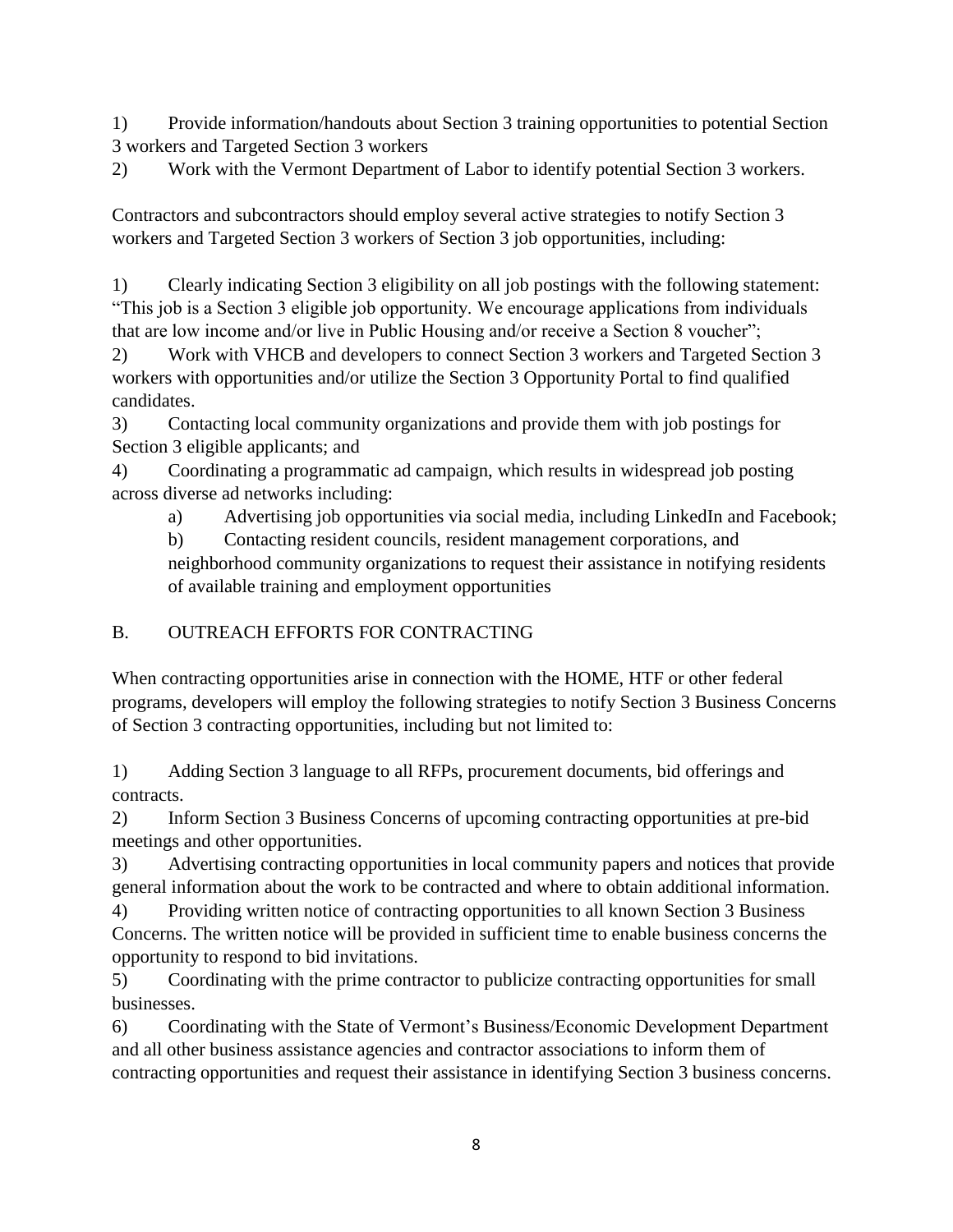1) Provide information/handouts about Section 3 training opportunities to potential Section 3 workers and Targeted Section 3 workers

2) Work with the Vermont Department of Labor to identify potential Section 3 workers.

Contractors and subcontractors should employ several active strategies to notify Section 3 workers and Targeted Section 3 workers of Section 3 job opportunities, including:

1) Clearly indicating Section 3 eligibility on all job postings with the following statement: "This job is a Section 3 eligible job opportunity. We encourage applications from individuals that are low income and/or live in Public Housing and/or receive a Section 8 voucher";

2) Work with VHCB and developers to connect Section 3 workers and Targeted Section 3 workers with opportunities and/or utilize the Section 3 Opportunity Portal to find qualified candidates.

3) Contacting local community organizations and provide them with job postings for Section 3 eligible applicants; and

4) Coordinating a programmatic ad campaign, which results in widespread job posting across diverse ad networks including:

   a) Advertising job opportunities via social media, including LinkedIn and Facebook;

   b) Contacting resident councils, resident management corporations, and neighborhood community organizations to request their assistance in notifying residents of available training and employment opportunities

## B. OUTREACH EFFORTS FOR CONTRACTING

When contracting opportunities arise in connection with the HOME, HTF or other federal programs, developers will employ the following strategies to notify Section 3 Business Concerns of Section 3 contracting opportunities, including but not limited to:

1) Adding Section 3 language to all RFPs, procurement documents, bid offerings and contracts.

2) Inform Section 3 Business Concerns of upcoming contracting opportunities at pre-bid meetings and other opportunities.

3) Advertising contracting opportunities in local community papers and notices that provide general information about the work to be contracted and where to obtain additional information.

4) Providing written notice of contracting opportunities to all known Section 3 Business Concerns. The written notice will be provided in sufficient time to enable business concerns the opportunity to respond to bid invitations.

5) Coordinating with the prime contractor to publicize contracting opportunities for small businesses.

6) Coordinating with the State of Vermont's Business/Economic Development Department and all other business assistance agencies and contractor associations to inform them of contracting opportunities and request their assistance in identifying Section 3 business concerns.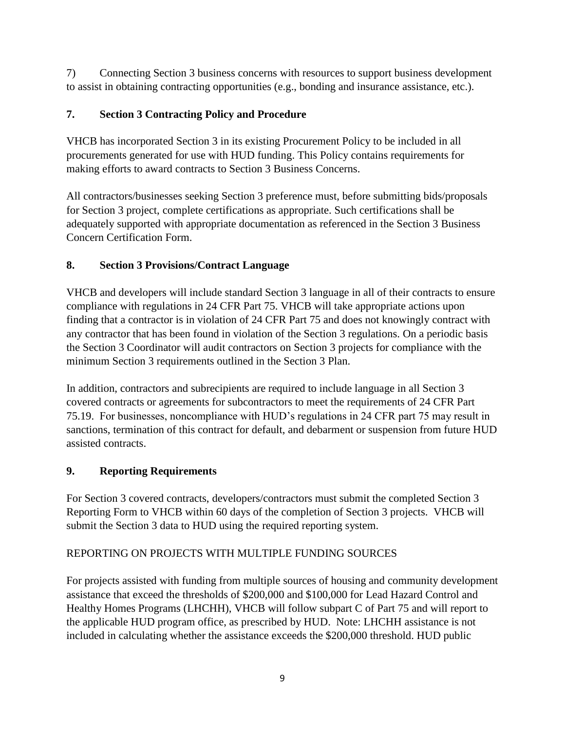7) Connecting Section 3 business concerns with resources to support business development to assist in obtaining contracting opportunities (e.g., bonding and insurance assistance, etc.).

## 7. Section 3 Contracting Policy and Procedure

VHCB has incorporated Section 3 in its existing Procurement Policy to be included in all procurements generated for use with HUD funding. This Policy contains requirements for making efforts to award contracts to Section 3 Business Concerns.

All contractors/businesses seeking Section 3 preference must, before submitting bids/proposals for Section 3 project, complete certifications as appropriate. Such certifications shall be adequately supported with appropriate documentation as referenced in the Section 3 Business Concern Certification Form.

## 8. Section 3 Provisions/Contract Language

VHCB and developers will include standard Section 3 language in all of their contracts to ensure compliance with regulations in 24 CFR Part 75. VHCB will take appropriate actions upon finding that a contractor is in violation of 24 CFR Part 75 and does not knowingly contract with any contractor that has been found in violation of the Section 3 regulations. On a periodic basis the Section 3 Coordinator will audit contractors on Section 3 projects for compliance with the minimum Section 3 requirements outlined in the Section 3 Plan.

In addition, contractors and subrecipients are required to include language in all Section 3 covered contracts or agreements for subcontractors to meet the requirements of 24 CFR Part 75.19. For businesses, noncompliance with HUD's regulations in 24 CFR part 75 may result in sanctions, termination of this contract for default, and debarment or suspension from future HUD assisted contracts.

## 9. Reporting Requirements

For Section 3 covered contracts, developers/contractors must submit the completed Section 3 Reporting Form to VHCB within 60 days of the completion of Section 3 projects. VHCB will submit the Section 3 data to HUD using the required reporting system.

REPORTING ON PROJECTS WITH MULTIPLE FUNDING SOURCES

For projects assisted with funding from multiple sources of housing and community development assistance that exceed the thresholds of $200,000 and $100,000 for Lead Hazard Control and Healthy Homes Programs (LHCHH), VHCB will follow subpart C of Part 75 and will report to the applicable HUD program office, as prescribed by HUD. Note: LHCHH assistance is not included in calculating whether the assistance exceeds the $200,000 threshold. HUD public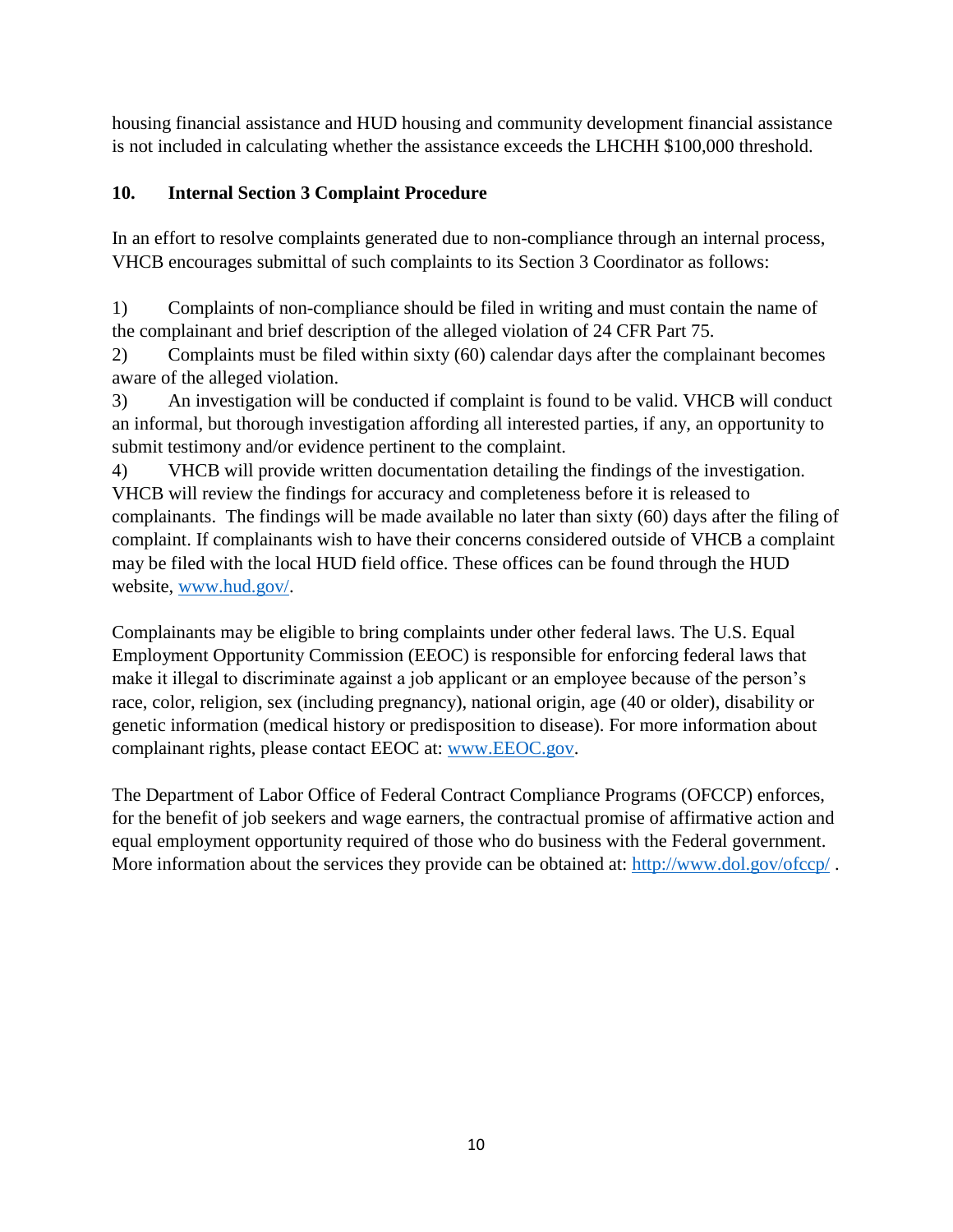housing financial assistance and HUD housing and community development financial assistance is not included in calculating whether the assistance exceeds the LHCHH $100,000 threshold.

## 10. Internal Section 3 Complaint Procedure

In an effort to resolve complaints generated due to non-compliance through an internal process, VHCB encourages submittal of such complaints to its Section 3 Coordinator as follows:

1) Complaints of non-compliance should be filed in writing and must contain the name of the complainant and brief description of the alleged violation of 24 CFR Part 75.
2) Complaints must be filed within sixty (60) calendar days after the complainant becomes aware of the alleged violation.
3) An investigation will be conducted if complaint is found to be valid. VHCB will conduct an informal, but thorough investigation affording all interested parties, if any, an opportunity to submit testimony and/or evidence pertinent to the complaint.
4) VHCB will provide written documentation detailing the findings of the investigation. VHCB will review the findings for accuracy and completeness before it is released to complainants. The findings will be made available no later than sixty (60) days after the filing of complaint. If complainants wish to have their concerns considered outside of VHCB a complaint may be filed with the local HUD field office. These offices can be found through the HUD website, www.hud.gov/.

Complainants may be eligible to bring complaints under other federal laws. The U.S. Equal Employment Opportunity Commission (EEOC) is responsible for enforcing federal laws that make it illegal to discriminate against a job applicant or an employee because of the person's race, color, religion, sex (including pregnancy), national origin, age (40 or older), disability or genetic information (medical history or predisposition to disease). For more information about complainant rights, please contact EEOC at: www.EEOC.gov.

The Department of Labor Office of Federal Contract Compliance Programs (OFCCP) enforces, for the benefit of job seekers and wage earners, the contractual promise of affirmative action and equal employment opportunity required of those who do business with the Federal government. More information about the services they provide can be obtained at: http://www.dol.gov/ofccp/ .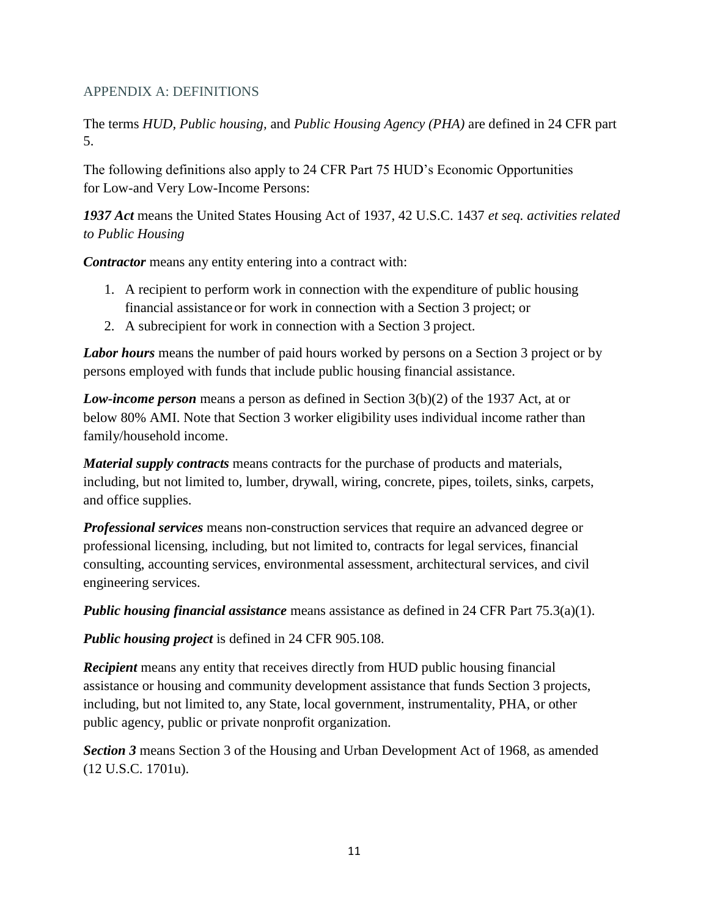## APPENDIX A: DEFINITIONS

The terms *HUD, Public housing,* and *Public Housing Agency (PHA)* are defined in 24 CFR part 5.

The following definitions also apply to 24 CFR Part 75 HUD's Economic Opportunities for Low-and Very Low-Income Persons:

***1937 Act*** means the United States Housing Act of 1937, 42 U.S.C. 1437 *et seq. activities related to Public Housing*

***Contractor*** means any entity entering into a contract with:

1. A recipient to perform work in connection with the expenditure of public housing financial assistance or for work in connection with a Section 3 project; or
2. A subrecipient for work in connection with a Section 3 project.

***Labor hours*** means the number of paid hours worked by persons on a Section 3 project or by persons employed with funds that include public housing financial assistance.

***Low-income person*** means a person as defined in Section 3(b)(2) of the 1937 Act, at or below 80% AMI. Note that Section 3 worker eligibility uses individual income rather than family/household income.

***Material supply contracts*** means contracts for the purchase of products and materials, including, but not limited to, lumber, drywall, wiring, concrete, pipes, toilets, sinks, carpets, and office supplies.

***Professional services*** means non-construction services that require an advanced degree or professional licensing, including, but not limited to, contracts for legal services, financial consulting, accounting services, environmental assessment, architectural services, and civil engineering services.

***Public housing financial assistance*** means assistance as defined in 24 CFR Part 75.3(a)(1).

***Public housing project*** is defined in 24 CFR 905.108.

***Recipient*** means any entity that receives directly from HUD public housing financial assistance or housing and community development assistance that funds Section 3 projects, including, but not limited to, any State, local government, instrumentality, PHA, or other public agency, public or private nonprofit organization.

***Section 3*** means Section 3 of the Housing and Urban Development Act of 1968, as amended (12 U.S.C. 1701u).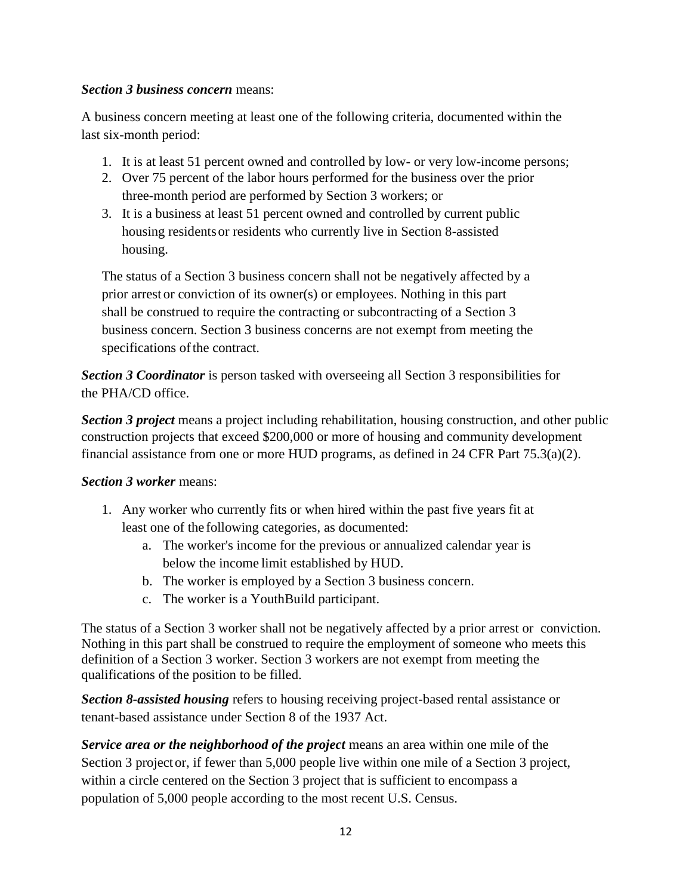***Section 3 business concern*** means:

A business concern meeting at least one of the following criteria, documented within the last six-month period:

1. It is at least 51 percent owned and controlled by low- or very low-income persons;
2. Over 75 percent of the labor hours performed for the business over the prior three-month period are performed by Section 3 workers; or
3. It is a business at least 51 percent owned and controlled by current public housing residents or residents who currently live in Section 8-assisted housing.

   The status of a Section 3 business concern shall not be negatively affected by a prior arrest or conviction of its owner(s) or employees. Nothing in this part shall be construed to require the contracting or subcontracting of a Section 3 business concern. Section 3 business concerns are not exempt from meeting the specifications of the contract.

***Section 3 Coordinator*** is person tasked with overseeing all Section 3 responsibilities for the PHA/CD office.

***Section 3 project*** means a project including rehabilitation, housing construction, and other public construction projects that exceed $200,000 or more of housing and community development financial assistance from one or more HUD programs, as defined in 24 CFR Part 75.3(a)(2).

***Section 3 worker*** means:

1. Any worker who currently fits or when hired within the past five years fit at least one of the following categories, as documented:
   a. The worker's income for the previous or annualized calendar year is below the income limit established by HUD.
   b. The worker is employed by a Section 3 business concern.
   c. The worker is a YouthBuild participant.

The status of a Section 3 worker shall not be negatively affected by a prior arrest or conviction. Nothing in this part shall be construed to require the employment of someone who meets this definition of a Section 3 worker. Section 3 workers are not exempt from meeting the qualifications of the position to be filled.

***Section 8-assisted housing*** refers to housing receiving project-based rental assistance or tenant-based assistance under Section 8 of the 1937 Act.

***Service area or the neighborhood of the project*** means an area within one mile of the Section 3 project or, if fewer than 5,000 people live within one mile of a Section 3 project, within a circle centered on the Section 3 project that is sufficient to encompass a population of 5,000 people according to the most recent U.S. Census.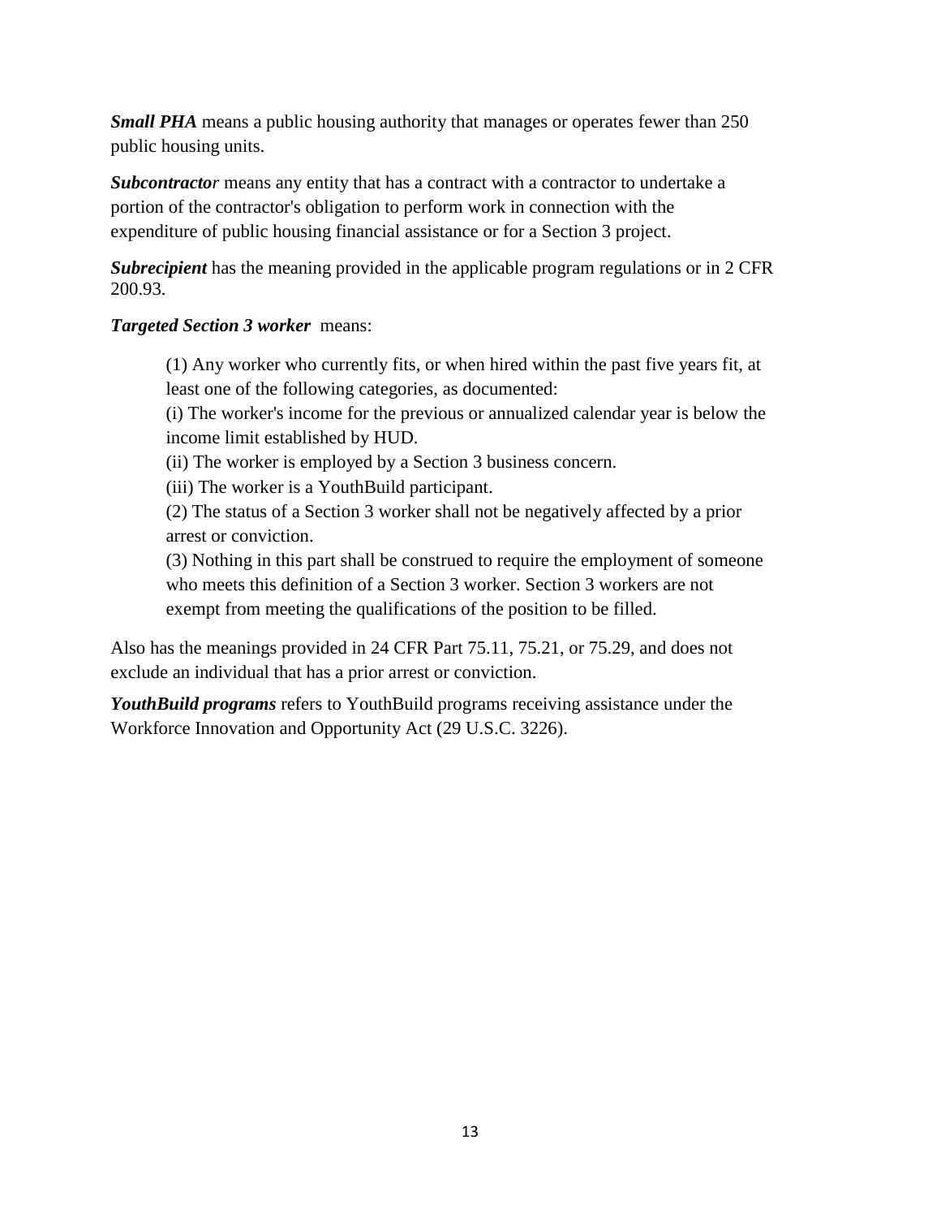***Small PHA*** means a public housing authority that manages or operates fewer than 250 public housing units.

***Subcontractor*** means any entity that has a contract with a contractor to undertake a portion of the contractor's obligation to perform work in connection with the expenditure of public housing financial assistance or for a Section 3 project.

***Subrecipient*** has the meaning provided in the applicable program regulations or in 2 CFR 200.93.

***Targeted Section 3 worker*** means:

> (1) Any worker who currently fits, or when hired within the past five years fit, at least one of the following categories, as documented:
> (i) The worker's income for the previous or annualized calendar year is below the income limit established by HUD.
> (ii) The worker is employed by a Section 3 business concern.
> (iii) The worker is a YouthBuild participant.
> (2) The status of a Section 3 worker shall not be negatively affected by a prior arrest or conviction.
> (3) Nothing in this part shall be construed to require the employment of someone who meets this definition of a Section 3 worker. Section 3 workers are not exempt from meeting the qualifications of the position to be filled.

Also has the meanings provided in 24 CFR Part 75.11, 75.21, or 75.29, and does not exclude an individual that has a prior arrest or conviction.

***YouthBuild programs*** refers to YouthBuild programs receiving assistance under the Workforce Innovation and Opportunity Act (29 U.S.C. 3226).